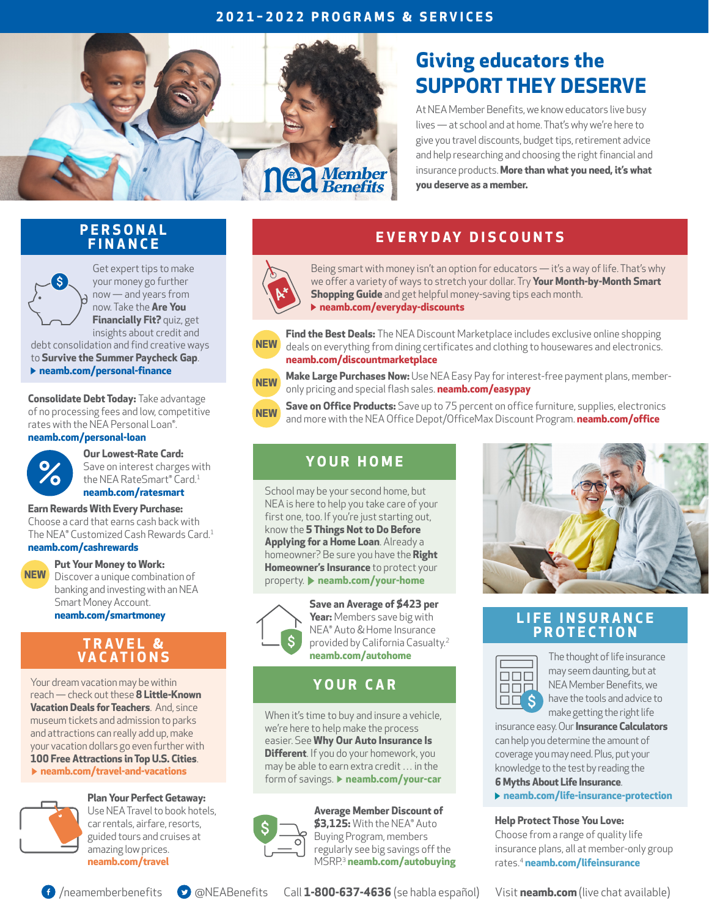# 2021-2022 PROGRAMS & SERVICES

## Giving educators the SUPPORT THEY DESERVE

At NEA Member Benefits, we know educators live busy lives — at school and at home. That's why we're here to give you travel discounts, budget tips, retirement advice and help researching and choosing the right financial and insurance products. **More than what you need, it's what you deserve as a member.**

## PERSONAL FINANCE

Get expert tips to make your money go further now — and years from now. Take the **Are You Financially Fit?** quiz, get insights about credit and debt consolidation and find creative ways to **Survive the Summer Paycheck Gap**.
▶ **neamb.com/personal-finance**

**Consolidate Debt Today:** Take advantage of no processing fees and low, competitive rates with the NEA Personal Loan®.
**neamb.com/personal-loan**

**Our Lowest-Rate Card:** Save on interest charges with the NEA RateSmart® Card.[1]
**neamb.com/ratesmart**

**Earn Rewards With Every Purchase:** Choose a card that earns cash back with The NEA® Customized Cash Rewards Card.[1]
**neamb.com/cashrewards**

**NEW** **Put Your Money to Work:** Discover a unique combination of banking and investing with an NEA Smart Money Account.
**neamb.com/smartmoney**

## TRAVEL & VACATIONS

Your dream vacation may be within reach — check out these **8 Little-Known Vacation Deals for Teachers**. And, since museum tickets and admission to parks and attractions can really add up, make your vacation dollars go even further with **100 Free Attractions in Top U.S. Cities**.
▶ **neamb.com/travel-and-vacations**

**Plan Your Perfect Getaway:** Use NEA Travel to book hotels, car rentals, airfare, resorts, guided tours and cruises at amazing low prices.
**neamb.com/travel**

## EVERYDAY DISCOUNTS

Being smart with money isn't an option for educators — it's a way of life. That's why we offer a variety of ways to stretch your dollar. Try **Your Month-by-Month Smart Shopping Guide** and get helpful money-saving tips each month.
▶ **neamb.com/everyday-discounts**

**NEW** **Find the Best Deals:** The NEA Discount Marketplace includes exclusive online shopping deals on everything from dining certificates and clothing to housewares and electronics. **neamb.com/discountmarketplace**

**NEW** **Make Large Purchases Now:** Use NEA Easy Pay for interest-free payment plans, member-only pricing and special flash sales. **neamb.com/easypay**

**NEW** **Save on Office Products:** Save up to 75 percent on office furniture, supplies, electronics and more with the NEA Office Depot/OfficeMax Discount Program. **neamb.com/office**

## YOUR HOME

School may be your second home, but NEA is here to help you take care of your first one, too. If you're just starting out, know the **5 Things Not to Do Before Applying for a Home Loan**. Already a homeowner? Be sure you have the **Right Homeowner's Insurance** to protect your property. ▶ **neamb.com/your-home**

**Save an Average of $423 per Year:** Members save big with NEA® Auto & Home Insurance provided by California Casualty.[2]
**neamb.com/autohome**

## YOUR CAR

When it's time to buy and insure a vehicle, we're here to help make the process easier. See **Why Our Auto Insurance Is Different**. If you do your homework, you may be able to earn extra credit … in the form of savings. ▶ **neamb.com/your-car**

**Average Member Discount of $3,125:** With the NEA® Auto Buying Program, members regularly see big savings off the MSRP.[3] **neamb.com/autobuying**

## LIFE INSURANCE PROTECTION

The thought of life insurance may seem daunting, but at NEA Member Benefits, we have the tools and advice to make getting the right life insurance easy. Our **Insurance Calculators** can help you determine the amount of coverage you may need. Plus, put your knowledge to the test by reading the **6 Myths About Life Insurance**.
▶ **neamb.com/life-insurance-protection**

**Help Protect Those You Love:** Choose from a range of quality life insurance plans, all at member-only group rates.[4] **neamb.com/lifeinsurance**

/neamemberbenefits @NEABenefits Call **1-800-637-4636** (se habla español) Visit **neamb.com** (live chat available)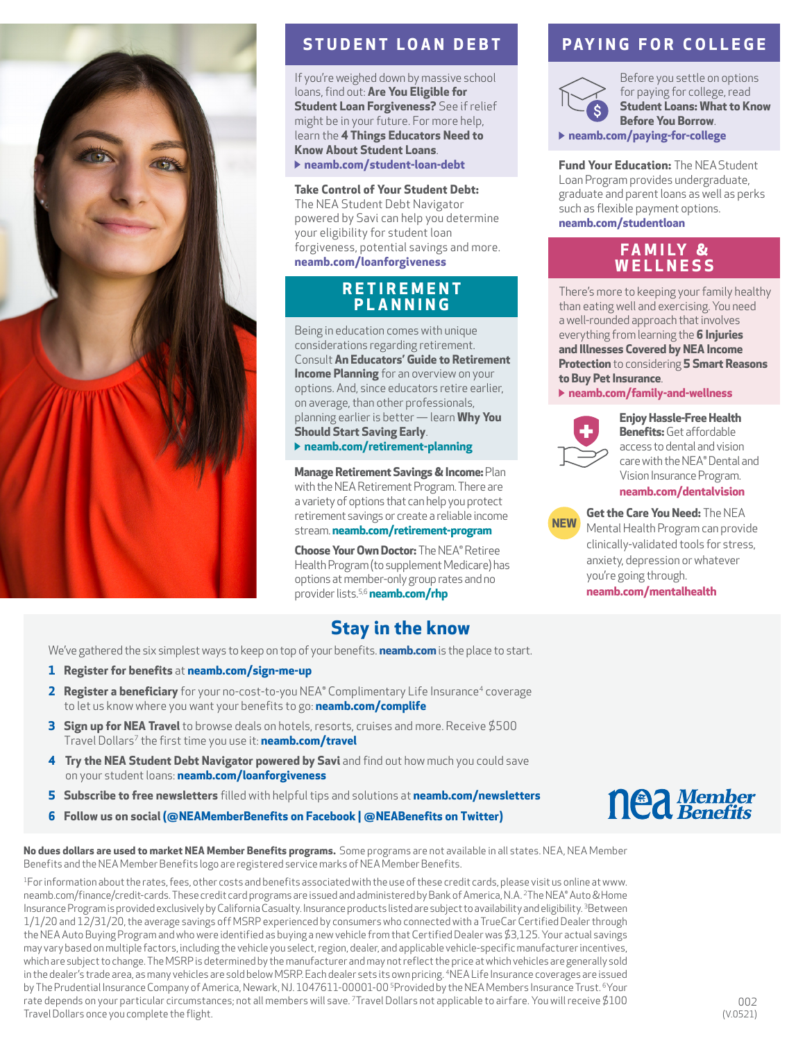## STUDENT LOAN DEBT

If you're weighed down by massive school loans, find out: **Are You Eligible for Student Loan Forgiveness?** See if relief might be in your future. For more help, learn the **4 Things Educators Need to Know About Student Loans**.
▸ **neamb.com/student-loan-debt**

**Take Control of Your Student Debt:** The NEA Student Debt Navigator powered by Savi can help you determine your eligibility for student loan forgiveness, potential savings and more. **neamb.com/loanforgiveness**

## RETIREMENT PLANNING

Being in education comes with unique considerations regarding retirement. Consult **An Educators' Guide to Retirement Income Planning** for an overview on your options. And, since educators retire earlier, on average, than other professionals, planning earlier is better — learn **Why You Should Start Saving Early**.
▸ **neamb.com/retirement-planning**

**Manage Retirement Savings & Income:** Plan with the NEA Retirement Program. There are a variety of options that can help you protect retirement savings or create a reliable income stream. **neamb.com/retirement-program**

**Choose Your Own Doctor:** The NEA® Retiree Health Program (to supplement Medicare) has options at member-only group rates and no provider lists.[5,6] **neamb.com/rhp**

## PAYING FOR COLLEGE

Before you settle on options for paying for college, read **Student Loans: What to Know Before You Borrow**.
▸ **neamb.com/paying-for-college**

**Fund Your Education:** The NEA Student Loan Program provides undergraduate, graduate and parent loans as well as perks such as flexible payment options. **neamb.com/studentloan**

## FAMILY & WELLNESS

There's more to keeping your family healthy than eating well and exercising. You need a well-rounded approach that involves everything from learning the **6 Injuries and Illnesses Covered by NEA Income Protection** to considering **5 Smart Reasons to Buy Pet Insurance**.
▸ **neamb.com/family-and-wellness**

**Enjoy Hassle-Free Health Benefits:** Get affordable access to dental and vision care with the NEA® Dental and Vision Insurance Program. **neamb.com/dentalvision**

NEW **Get the Care You Need:** The NEA Mental Health Program can provide clinically-validated tools for stress, anxiety, depression or whatever you're going through. **neamb.com/mentalhealth**

## Stay in the know

We've gathered the six simplest ways to keep on top of your benefits. **neamb.com** is the place to start.

1. **Register for benefits** at **neamb.com/sign-me-up**
2. **Register a beneficiary** for your no-cost-to-you NEA® Complimentary Life Insurance[4] coverage to let us know where you want your benefits to go: **neamb.com/complife**
3. **Sign up for NEA Travel** to browse deals on hotels, resorts, cruises and more. Receive $500 Travel Dollars[7] the first time you use it: **neamb.com/travel**
4. **Try the NEA Student Debt Navigator powered by Savi** and find out how much you could save on your student loans: **neamb.com/loanforgiveness**
5. **Subscribe to free newsletters** filled with helpful tips and solutions at **neamb.com/newsletters**
6. **Follow us on social (@NEAMemberBenefits on Facebook | @NEABenefits on Twitter)**

nea Member Benefits

**No dues dollars are used to market NEA Member Benefits programs.** Some programs are not available in all states. NEA, NEA Member Benefits and the NEA Member Benefits logo are registered service marks of NEA Member Benefits.

[1]For information about the rates, fees, other costs and benefits associated with the use of these credit cards, please visit us online at www.neamb.com/finance/credit-cards. These credit card programs are issued and administered by Bank of America, N.A. [2]The NEA® Auto & Home Insurance Program is provided exclusively by California Casualty. Insurance products listed are subject to availability and eligibility. [3]Between 1/1/20 and 12/31/20, the average savings off MSRP experienced by consumers who connected with a TrueCar Certified Dealer through the NEA Auto Buying Program and who were identified as buying a new vehicle from that Certified Dealer was $3,125. Your actual savings may vary based on multiple factors, including the vehicle you select, region, dealer, and applicable vehicle-specific manufacturer incentives, which are subject to change. The MSRP is determined by the manufacturer and may not reflect the price at which vehicles are generally sold in the dealer's trade area, as many vehicles are sold below MSRP. Each dealer sets its own pricing. [4]NEA Life Insurance coverages are issued by The Prudential Insurance Company of America, Newark, NJ. 1047611-00001-00 [5]Provided by the NEA Members Insurance Trust. [6]Your rate depends on your particular circumstances; not all members will save. [7]Travel Dollars not applicable to airfare. You will receive $100 Travel Dollars once you complete the flight.

002
(V.0521)